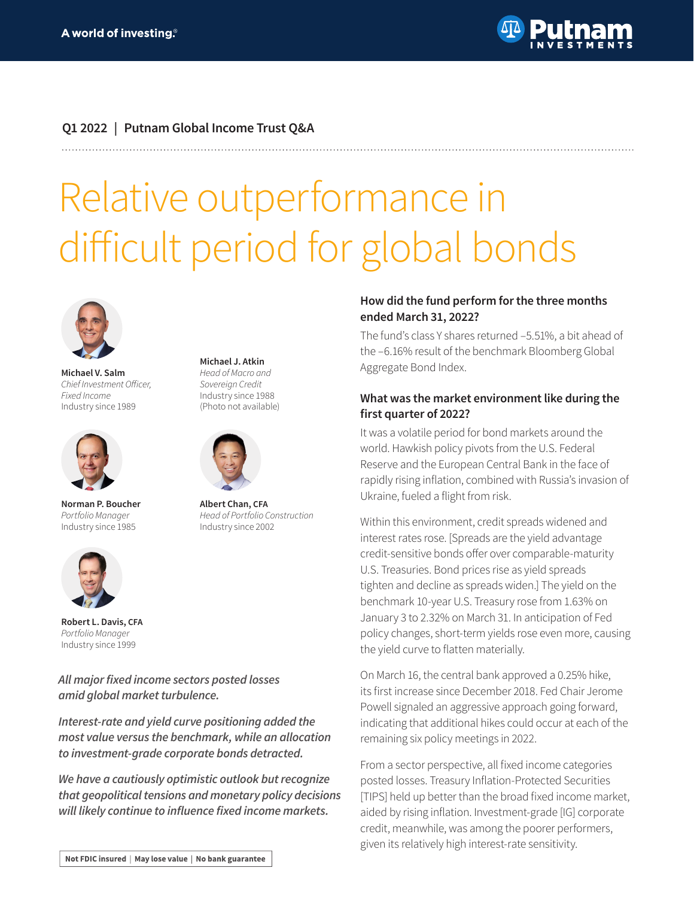A world of investing.®

Putnam INVESTMENTS

**Q1 2022 | Putnam Global Income Trust Q&A**

# Relative outperformance in difficult period for global bonds

**Michael V. Salm**
*Chief Investment Officer, Fixed Income*
Industry since 1989

**Michael J. Atkin**
*Head of Macro and Sovereign Credit*
Industry since 1988
(Photo not available)

**Norman P. Boucher**
*Portfolio Manager*
Industry since 1985

**Albert Chan, CFA**
*Head of Portfolio Construction*
Industry since 2002

**Robert L. Davis, CFA**
*Portfolio Manager*
Industry since 1999

***All major fixed income sectors posted losses amid global market turbulence.***

***Interest-rate and yield curve positioning added the most value versus the benchmark, while an allocation to investment-grade corporate bonds detracted.***

***We have a cautiously optimistic outlook but recognize that geopolitical tensions and monetary policy decisions will likely continue to influence fixed income markets.***

**Not FDIC insured | May lose value | No bank guarantee**

### How did the fund perform for the three months ended March 31, 2022?

The fund's class Y shares returned –5.51%, a bit ahead of the –6.16% result of the benchmark Bloomberg Global Aggregate Bond Index.

### What was the market environment like during the first quarter of 2022?

It was a volatile period for bond markets around the world. Hawkish policy pivots from the U.S. Federal Reserve and the European Central Bank in the face of rapidly rising inflation, combined with Russia's invasion of Ukraine, fueled a flight from risk.

Within this environment, credit spreads widened and interest rates rose. [Spreads are the yield advantage credit-sensitive bonds offer over comparable-maturity U.S. Treasuries. Bond prices rise as yield spreads tighten and decline as spreads widen.] The yield on the benchmark 10-year U.S. Treasury rose from 1.63% on January 3 to 2.32% on March 31. In anticipation of Fed policy changes, short-term yields rose even more, causing the yield curve to flatten materially.

On March 16, the central bank approved a 0.25% hike, its first increase since December 2018. Fed Chair Jerome Powell signaled an aggressive approach going forward, indicating that additional hikes could occur at each of the remaining six policy meetings in 2022.

From a sector perspective, all fixed income categories posted losses. Treasury Inflation-Protected Securities [TIPS] held up better than the broad fixed income market, aided by rising inflation. Investment-grade [IG] corporate credit, meanwhile, was among the poorer performers, given its relatively high interest-rate sensitivity.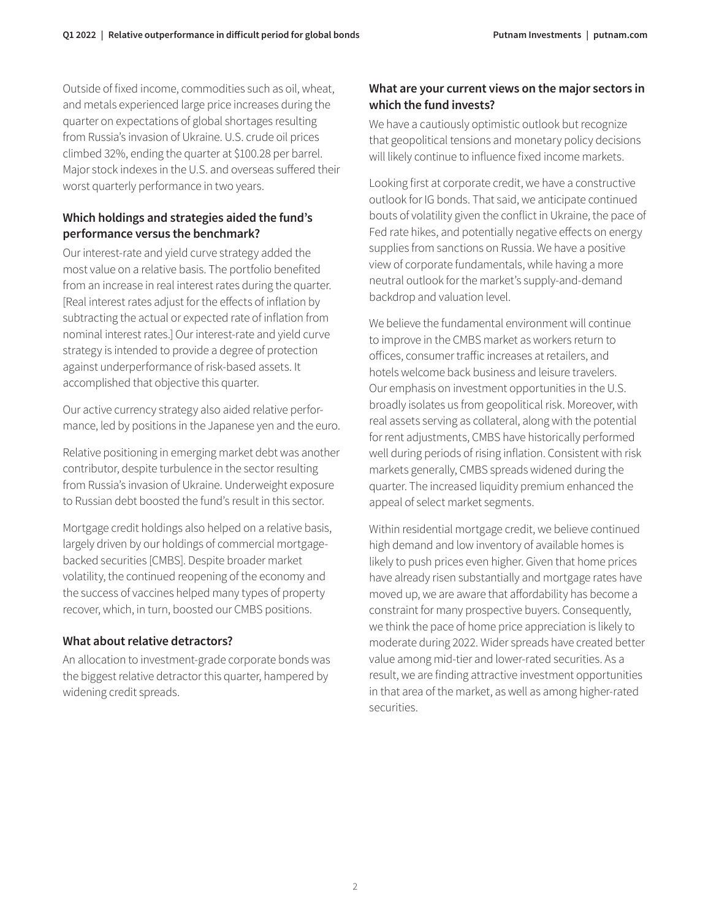Outside of fixed income, commodities such as oil, wheat, and metals experienced large price increases during the quarter on expectations of global shortages resulting from Russia's invasion of Ukraine. U.S. crude oil prices climbed 32%, ending the quarter at $100.28 per barrel. Major stock indexes in the U.S. and overseas suffered their worst quarterly performance in two years.

### Which holdings and strategies aided the fund's performance versus the benchmark?

Our interest-rate and yield curve strategy added the most value on a relative basis. The portfolio benefited from an increase in real interest rates during the quarter. [Real interest rates adjust for the effects of inflation by subtracting the actual or expected rate of inflation from nominal interest rates.] Our interest-rate and yield curve strategy is intended to provide a degree of protection against underperformance of risk-based assets. It accomplished that objective this quarter.

Our active currency strategy also aided relative performance, led by positions in the Japanese yen and the euro.

Relative positioning in emerging market debt was another contributor, despite turbulence in the sector resulting from Russia's invasion of Ukraine. Underweight exposure to Russian debt boosted the fund's result in this sector.

Mortgage credit holdings also helped on a relative basis, largely driven by our holdings of commercial mortgage-backed securities [CMBS]. Despite broader market volatility, the continued reopening of the economy and the success of vaccines helped many types of property recover, which, in turn, boosted our CMBS positions.

### What about relative detractors?

An allocation to investment-grade corporate bonds was the biggest relative detractor this quarter, hampered by widening credit spreads.

### What are your current views on the major sectors in which the fund invests?

We have a cautiously optimistic outlook but recognize that geopolitical tensions and monetary policy decisions will likely continue to influence fixed income markets.

Looking first at corporate credit, we have a constructive outlook for IG bonds. That said, we anticipate continued bouts of volatility given the conflict in Ukraine, the pace of Fed rate hikes, and potentially negative effects on energy supplies from sanctions on Russia. We have a positive view of corporate fundamentals, while having a more neutral outlook for the market's supply-and-demand backdrop and valuation level.

We believe the fundamental environment will continue to improve in the CMBS market as workers return to offices, consumer traffic increases at retailers, and hotels welcome back business and leisure travelers. Our emphasis on investment opportunities in the U.S. broadly isolates us from geopolitical risk. Moreover, with real assets serving as collateral, along with the potential for rent adjustments, CMBS have historically performed well during periods of rising inflation. Consistent with risk markets generally, CMBS spreads widened during the quarter. The increased liquidity premium enhanced the appeal of select market segments.

Within residential mortgage credit, we believe continued high demand and low inventory of available homes is likely to push prices even higher. Given that home prices have already risen substantially and mortgage rates have moved up, we are aware that affordability has become a constraint for many prospective buyers. Consequently, we think the pace of home price appreciation is likely to moderate during 2022. Wider spreads have created better value among mid-tier and lower-rated securities. As a result, we are finding attractive investment opportunities in that area of the market, as well as among higher-rated securities.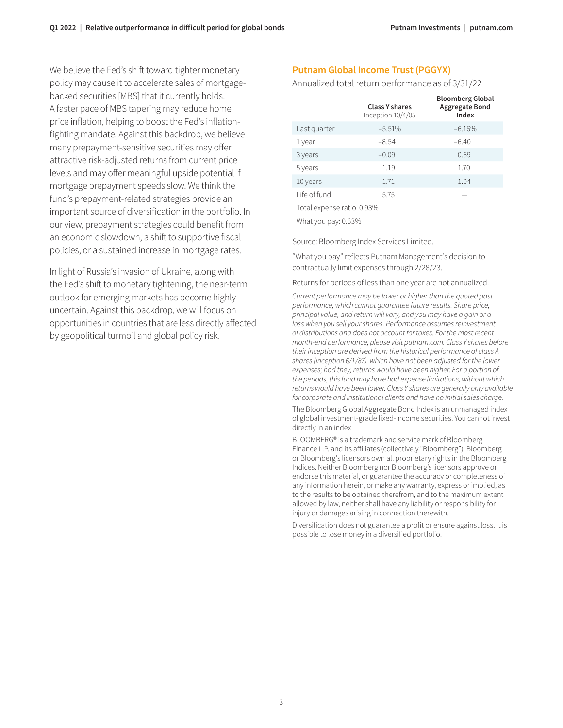We believe the Fed's shift toward tighter monetary policy may cause it to accelerate sales of mortgage-backed securities [MBS] that it currently holds. A faster pace of MBS tapering may reduce home price inflation, helping to boost the Fed's inflation-fighting mandate. Against this backdrop, we believe many prepayment-sensitive securities may offer attractive risk-adjusted returns from current price levels and may offer meaningful upside potential if mortgage prepayment speeds slow. We think the fund's prepayment-related strategies provide an important source of diversification in the portfolio. In our view, prepayment strategies could benefit from an economic slowdown, a shift to supportive fiscal policies, or a sustained increase in mortgage rates.

In light of Russia's invasion of Ukraine, along with the Fed's shift to monetary tightening, the near-term outlook for emerging markets has become highly uncertain. Against this backdrop, we will focus on opportunities in countries that are less directly affected by geopolitical turmoil and global policy risk.

## Putnam Global Income Trust (PGGYX)

Annualized total return performance as of 3/31/22

| | Class Y shares Inception 10/4/05 | Bloomberg Global Aggregate Bond Index |
|---|---|---|
| Last quarter | –5.51% | –6.16% |
| 1 year | –8.54 | –6.40 |
| 3 years | –0.09 | 0.69 |
| 5 years | 1.19 | 1.70 |
| 10 years | 1.71 | 1.04 |
| Life of fund | 5.75 | — |

Total expense ratio: 0.93%

What you pay: 0.63%

Source: Bloomberg Index Services Limited.

"What you pay" reflects Putnam Management's decision to contractually limit expenses through 2/28/23.

Returns for periods of less than one year are not annualized.

*Current performance may be lower or higher than the quoted past performance, which cannot guarantee future results. Share price, principal value, and return will vary, and you may have a gain or a loss when you sell your shares. Performance assumes reinvestment of distributions and does not account for taxes. For the most recent month-end performance, please visit putnam.com. Class Y shares before their inception are derived from the historical performance of class A shares (inception 6/1/87), which have not been adjusted for the lower expenses; had they, returns would have been higher. For a portion of the periods, this fund may have had expense limitations, without which returns would have been lower. Class Y shares are generally only available for corporate and institutional clients and have no initial sales charge.*

The Bloomberg Global Aggregate Bond Index is an unmanaged index of global investment-grade fixed-income securities. You cannot invest directly in an index.

BLOOMBERG® is a trademark and service mark of Bloomberg Finance L.P. and its affiliates (collectively "Bloomberg"). Bloomberg or Bloomberg's licensors own all proprietary rights in the Bloomberg Indices. Neither Bloomberg nor Bloomberg's licensors approve or endorse this material, or guarantee the accuracy or completeness of any information herein, or make any warranty, express or implied, as to the results to be obtained therefrom, and to the maximum extent allowed by law, neither shall have any liability or responsibility for injury or damages arising in connection therewith.

Diversification does not guarantee a profit or ensure against loss. It is possible to lose money in a diversified portfolio.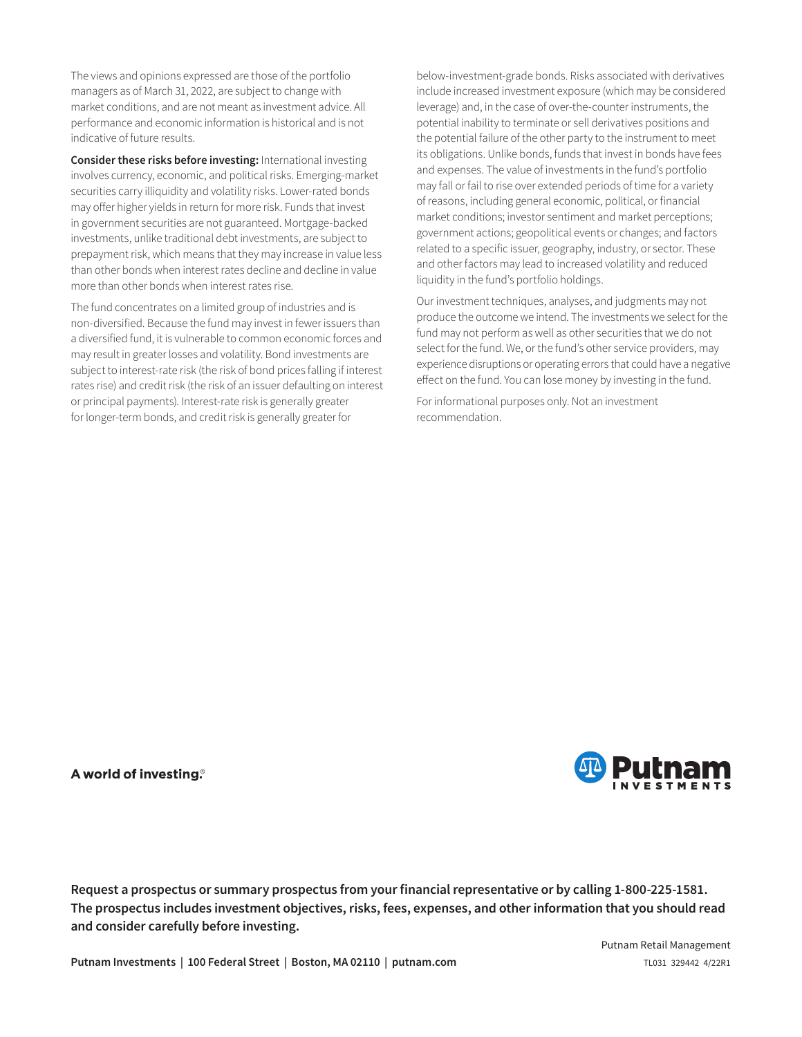The views and opinions expressed are those of the portfolio managers as of March 31, 2022, are subject to change with market conditions, and are not meant as investment advice. All performance and economic information is historical and is not indicative of future results.

**Consider these risks before investing:** International investing involves currency, economic, and political risks. Emerging-market securities carry illiquidity and volatility risks. Lower-rated bonds may offer higher yields in return for more risk. Funds that invest in government securities are not guaranteed. Mortgage-backed investments, unlike traditional debt investments, are subject to prepayment risk, which means that they may increase in value less than other bonds when interest rates decline and decline in value more than other bonds when interest rates rise.

The fund concentrates on a limited group of industries and is non-diversified. Because the fund may invest in fewer issuers than a diversified fund, it is vulnerable to common economic forces and may result in greater losses and volatility. Bond investments are subject to interest-rate risk (the risk of bond prices falling if interest rates rise) and credit risk (the risk of an issuer defaulting on interest or principal payments). Interest-rate risk is generally greater for longer-term bonds, and credit risk is generally greater for below-investment-grade bonds. Risks associated with derivatives include increased investment exposure (which may be considered leverage) and, in the case of over-the-counter instruments, the potential inability to terminate or sell derivatives positions and the potential failure of the other party to the instrument to meet its obligations. Unlike bonds, funds that invest in bonds have fees and expenses. The value of investments in the fund's portfolio may fall or fail to rise over extended periods of time for a variety of reasons, including general economic, political, or financial market conditions; investor sentiment and market perceptions; government actions; geopolitical events or changes; and factors related to a specific issuer, geography, industry, or sector. These and other factors may lead to increased volatility and reduced liquidity in the fund's portfolio holdings.

Our investment techniques, analyses, and judgments may not produce the outcome we intend. The investments we select for the fund may not perform as well as other securities that we do not select for the fund. We, or the fund's other service providers, may experience disruptions or operating errors that could have a negative effect on the fund. You can lose money by investing in the fund.

For informational purposes only. Not an investment recommendation.

A world of investing.®

Putnam INVESTMENTS

**Request a prospectus or summary prospectus from your financial representative or by calling 1-800-225-1581. The prospectus includes investment objectives, risks, fees, expenses, and other information that you should read and consider carefully before investing.**

Putnam Retail Management

**Putnam Investments | 100 Federal Street | Boston, MA 02110 | putnam.com**

TL031 329442 4/22R1